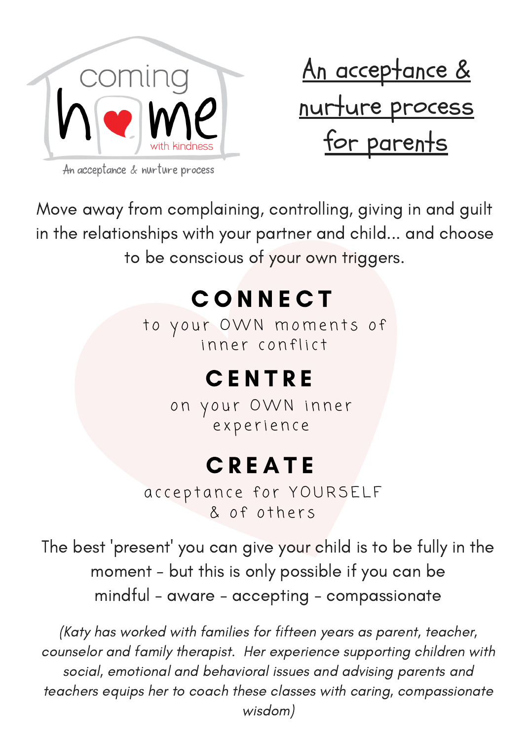coming home with kindness

An acceptance & nurture process

# An acceptance & nurture process for parents

Move away from complaining, controlling, giving in and guilt in the relationships with your partner and child... and choose to be conscious of your own triggers.

## CONNECT

to your OWN moments of inner conflict

## CENTRE

on your OWN inner experience

## CREATE

acceptance for YOURSELF & of others

The best 'present' you can give your child is to be fully in the moment - but this is only possible if you can be mindful - aware - accepting - compassionate

*(Katy has worked with families for fifteen years as parent, teacher, counselor and family therapist. Her experience supporting children with social, emotional and behavioral issues and advising parents and teachers equips her to coach these classes with caring, compassionate wisdom)*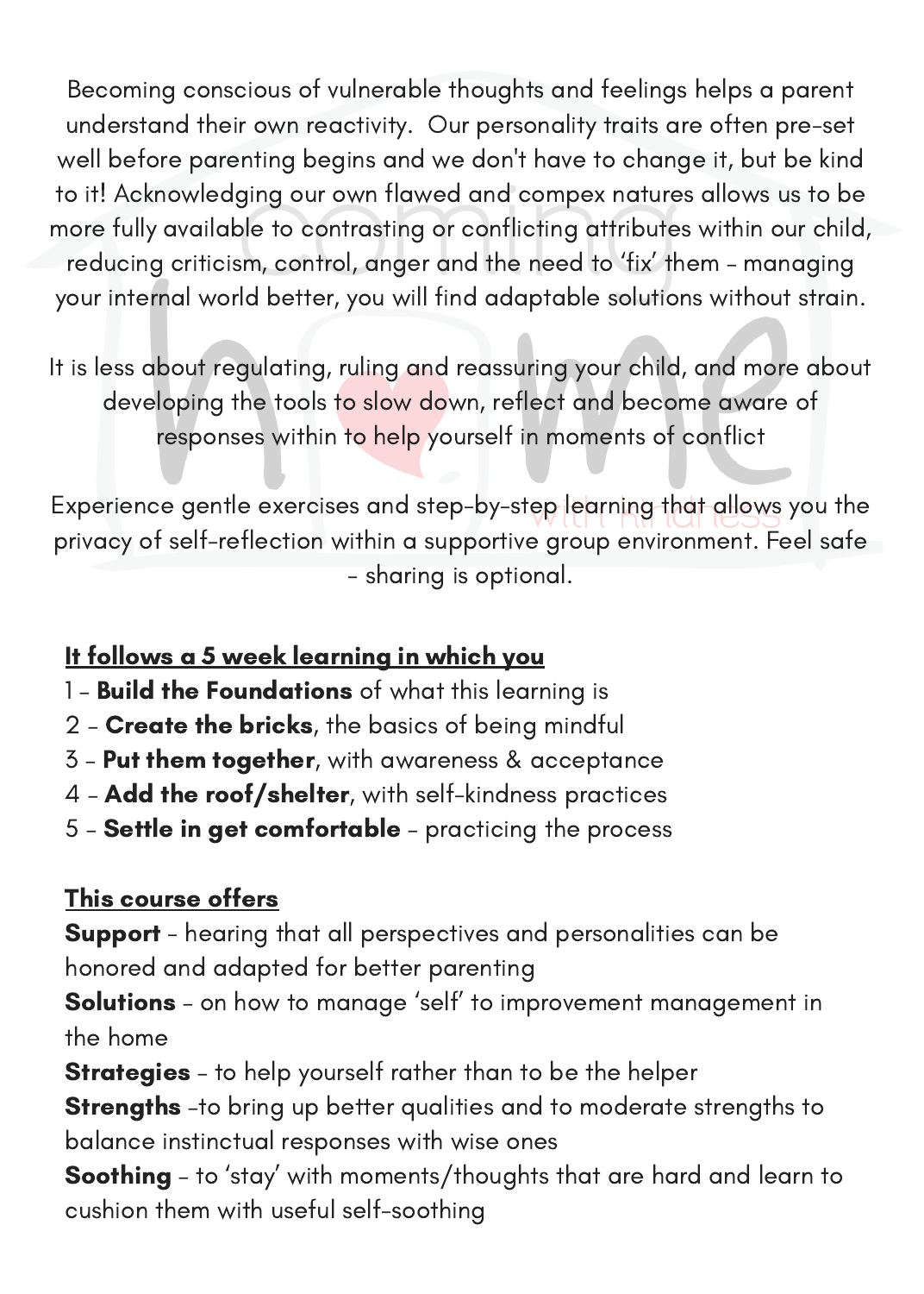Becoming conscious of vulnerable thoughts and feelings helps a parent understand their own reactivity. Our personality traits are often pre-set well before parenting begins and we don't have to change it, but be kind to it! Acknowledging our own flawed and compex natures allows us to be more fully available to contrasting or conflicting attributes within our child, reducing criticism, control, anger and the need to 'fix' them - managing your internal world better, you will find adaptable solutions without strain.

It is less about regulating, ruling and reassuring your child, and more about developing the tools to slow down, reflect and become aware of responses within to help yourself in moments of conflict

Experience gentle exercises and step-by-step learning that allows you the privacy of self-reflection within a supportive group environment. Feel safe - sharing is optional.

**It follows a 5 week learning in which you**

1 - **Build the Foundations** of what this learning is
2 - **Create the bricks**, the basics of being mindful
3 - **Put them together**, with awareness & acceptance
4 - **Add the roof/shelter**, with self-kindness practices
5 - **Settle in get comfortable** - practicing the process

**This course offers**

**Support** - hearing that all perspectives and personalities can be honored and adapted for better parenting
**Solutions** - on how to manage 'self' to improvement management in the home
**Strategies** - to help yourself rather than to be the helper
**Strengths** -to bring up better qualities and to moderate strengths to balance instinctual responses with wise ones
**Soothing** - to 'stay' with moments/thoughts that are hard and learn to cushion them with useful self-soothing